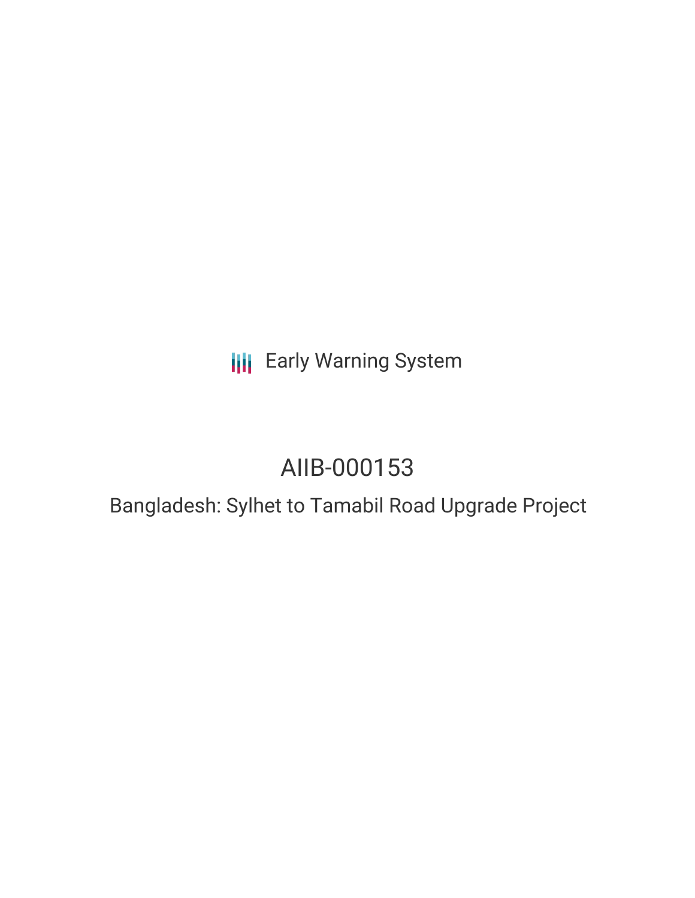Early Warning System

# AIIB-000153

## Bangladesh: Sylhet to Tamabil Road Upgrade Project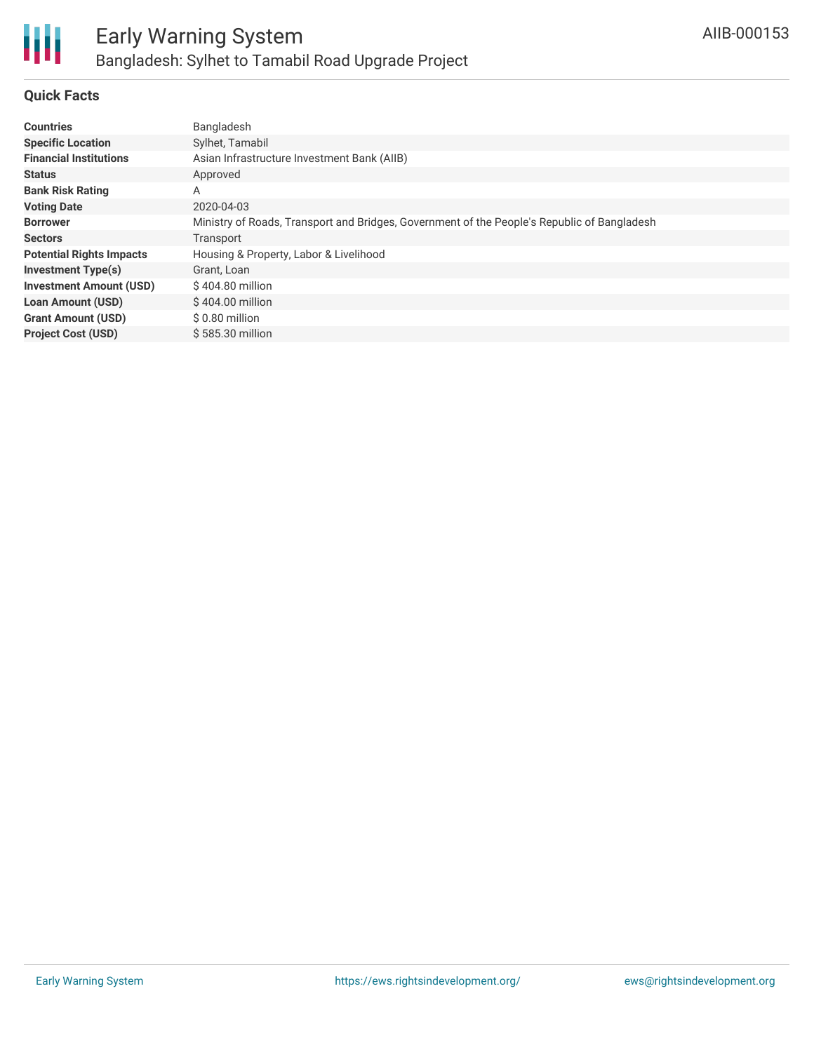## Quick Facts

| | |
|---|---|
| **Countries** | Bangladesh |
| **Specific Location** | Sylhet, Tamabil |
| **Financial Institutions** | Asian Infrastructure Investment Bank (AIIB) |
| **Status** | Approved |
| **Bank Risk Rating** | A |
| **Voting Date** | 2020-04-03 |
| **Borrower** | Ministry of Roads, Transport and Bridges, Government of the People's Republic of Bangladesh |
| **Sectors** | Transport |
| **Potential Rights Impacts** | Housing & Property, Labor & Livelihood |
| **Investment Type(s)** | Grant, Loan |
| **Investment Amount (USD)** | $ 404.80 million |
| **Loan Amount (USD)** | $ 404.00 million |
| **Grant Amount (USD)** | $ 0.80 million |
| **Project Cost (USD)** | $ 585.30 million |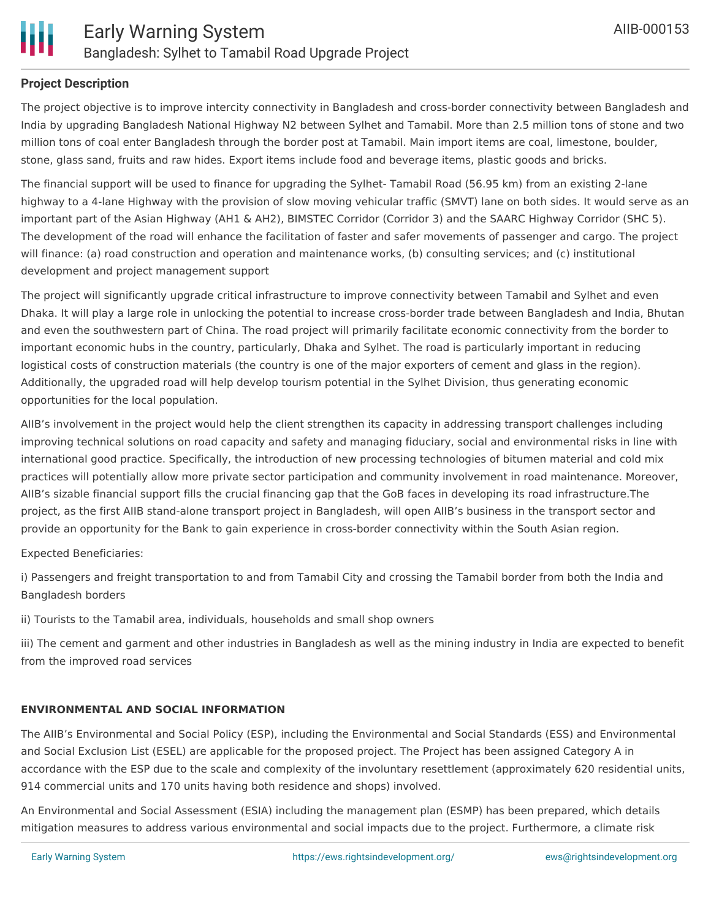### Project Description

The project objective is to improve intercity connectivity in Bangladesh and cross-border connectivity between Bangladesh and India by upgrading Bangladesh National Highway N2 between Sylhet and Tamabil. More than 2.5 million tons of stone and two million tons of coal enter Bangladesh through the border post at Tamabil. Main import items are coal, limestone, boulder, stone, glass sand, fruits and raw hides. Export items include food and beverage items, plastic goods and bricks.

The financial support will be used to finance for upgrading the Sylhet- Tamabil Road (56.95 km) from an existing 2-lane highway to a 4-lane Highway with the provision of slow moving vehicular traffic (SMVT) lane on both sides. It would serve as an important part of the Asian Highway (AH1 & AH2), BIMSTEC Corridor (Corridor 3) and the SAARC Highway Corridor (SHC 5). The development of the road will enhance the facilitation of faster and safer movements of passenger and cargo. The project will finance: (a) road construction and operation and maintenance works, (b) consulting services; and (c) institutional development and project management support

The project will significantly upgrade critical infrastructure to improve connectivity between Tamabil and Sylhet and even Dhaka. It will play a large role in unlocking the potential to increase cross-border trade between Bangladesh and India, Bhutan and even the southwestern part of China. The road project will primarily facilitate economic connectivity from the border to important economic hubs in the country, particularly, Dhaka and Sylhet. The road is particularly important in reducing logistical costs of construction materials (the country is one of the major exporters of cement and glass in the region). Additionally, the upgraded road will help develop tourism potential in the Sylhet Division, thus generating economic opportunities for the local population.

AIIB's involvement in the project would help the client strengthen its capacity in addressing transport challenges including improving technical solutions on road capacity and safety and managing fiduciary, social and environmental risks in line with international good practice. Specifically, the introduction of new processing technologies of bitumen material and cold mix practices will potentially allow more private sector participation and community involvement in road maintenance. Moreover, AIIB's sizable financial support fills the crucial financing gap that the GoB faces in developing its road infrastructure.The project, as the first AIIB stand-alone transport project in Bangladesh, will open AIIB's business in the transport sector and provide an opportunity for the Bank to gain experience in cross-border connectivity within the South Asian region.

Expected Beneficiaries:

i) Passengers and freight transportation to and from Tamabil City and crossing the Tamabil border from both the India and Bangladesh borders

ii) Tourists to the Tamabil area, individuals, households and small shop owners

iii) The cement and garment and other industries in Bangladesh as well as the mining industry in India are expected to benefit from the improved road services

### ENVIRONMENTAL AND SOCIAL INFORMATION

The AIIB's Environmental and Social Policy (ESP), including the Environmental and Social Standards (ESS) and Environmental and Social Exclusion List (ESEL) are applicable for the proposed project. The Project has been assigned Category A in accordance with the ESP due to the scale and complexity of the involuntary resettlement (approximately 620 residential units, 914 commercial units and 170 units having both residence and shops) involved.

An Environmental and Social Assessment (ESIA) including the management plan (ESMP) has been prepared, which details mitigation measures to address various environmental and social impacts due to the project. Furthermore, a climate risk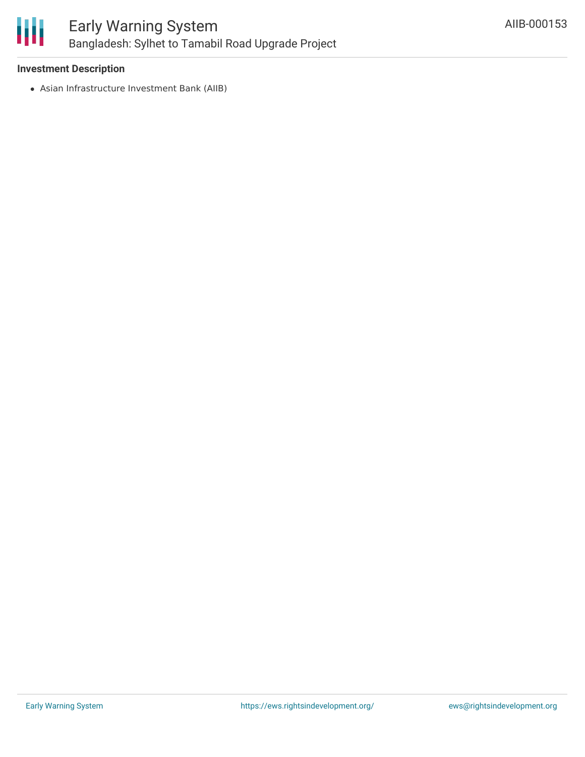**Investment Description**

- Asian Infrastructure Investment Bank (AIIB)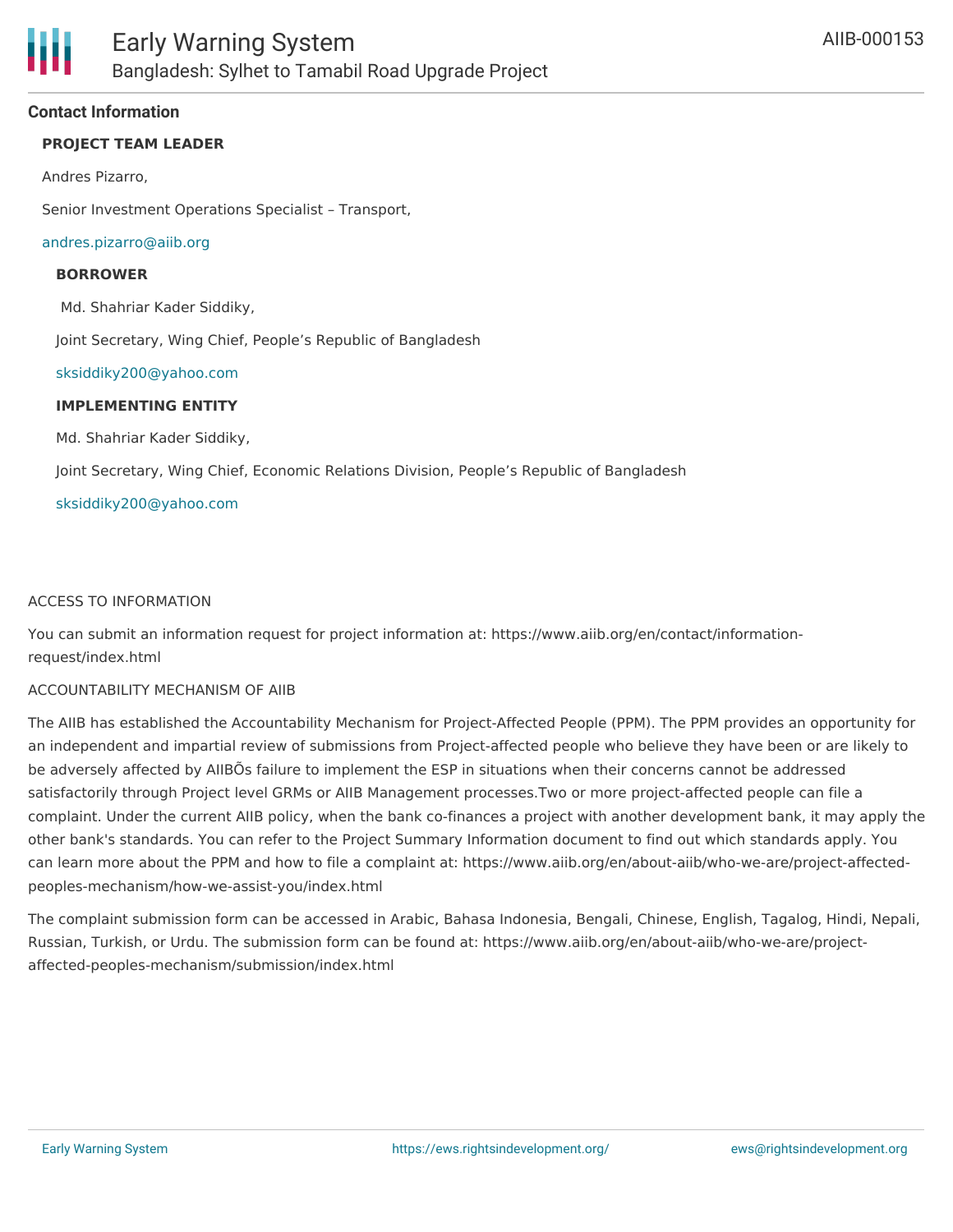### Contact Information

**PROJECT TEAM LEADER**

Andres Pizarro,

Senior Investment Operations Specialist – Transport,

andres.pizarro@aiib.org

**BORROWER**

Md. Shahriar Kader Siddiky,

Joint Secretary, Wing Chief, People's Republic of Bangladesh

sksiddiky200@yahoo.com

**IMPLEMENTING ENTITY**

Md. Shahriar Kader Siddiky,

Joint Secretary, Wing Chief, Economic Relations Division, People's Republic of Bangladesh

sksiddiky200@yahoo.com

ACCESS TO INFORMATION

You can submit an information request for project information at: https://www.aiib.org/en/contact/information-request/index.html

ACCOUNTABILITY MECHANISM OF AIIB

The AIIB has established the Accountability Mechanism for Project-Affected People (PPM). The PPM provides an opportunity for an independent and impartial review of submissions from Project-affected people who believe they have been or are likely to be adversely affected by AIIBÕs failure to implement the ESP in situations when their concerns cannot be addressed satisfactorily through Project level GRMs or AIIB Management processes.Two or more project-affected people can file a complaint. Under the current AIIB policy, when the bank co-finances a project with another development bank, it may apply the other bank's standards. You can refer to the Project Summary Information document to find out which standards apply. You can learn more about the PPM and how to file a complaint at: https://www.aiib.org/en/about-aiib/who-we-are/project-affected-peoples-mechanism/how-we-assist-you/index.html

The complaint submission form can be accessed in Arabic, Bahasa Indonesia, Bengali, Chinese, English, Tagalog, Hindi, Nepali, Russian, Turkish, or Urdu. The submission form can be found at: https://www.aiib.org/en/about-aiib/who-we-are/project-affected-peoples-mechanism/submission/index.html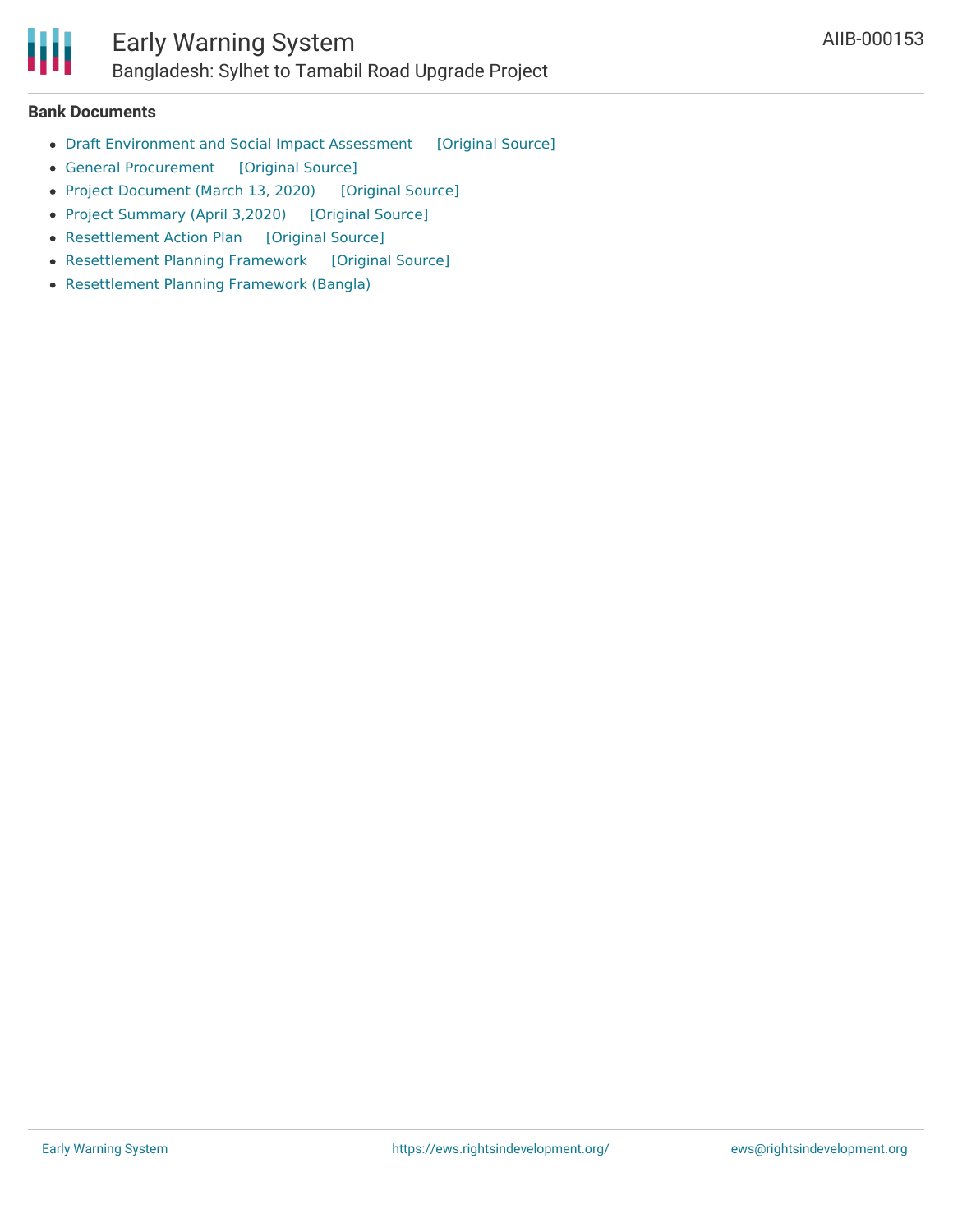### Bank Documents

- Draft Environment and Social Impact Assessment [Original Source]
- General Procurement [Original Source]
- Project Document (March 13, 2020) [Original Source]
- Project Summary (April 3,2020) [Original Source]
- Resettlement Action Plan [Original Source]
- Resettlement Planning Framework [Original Source]
- Resettlement Planning Framework (Bangla)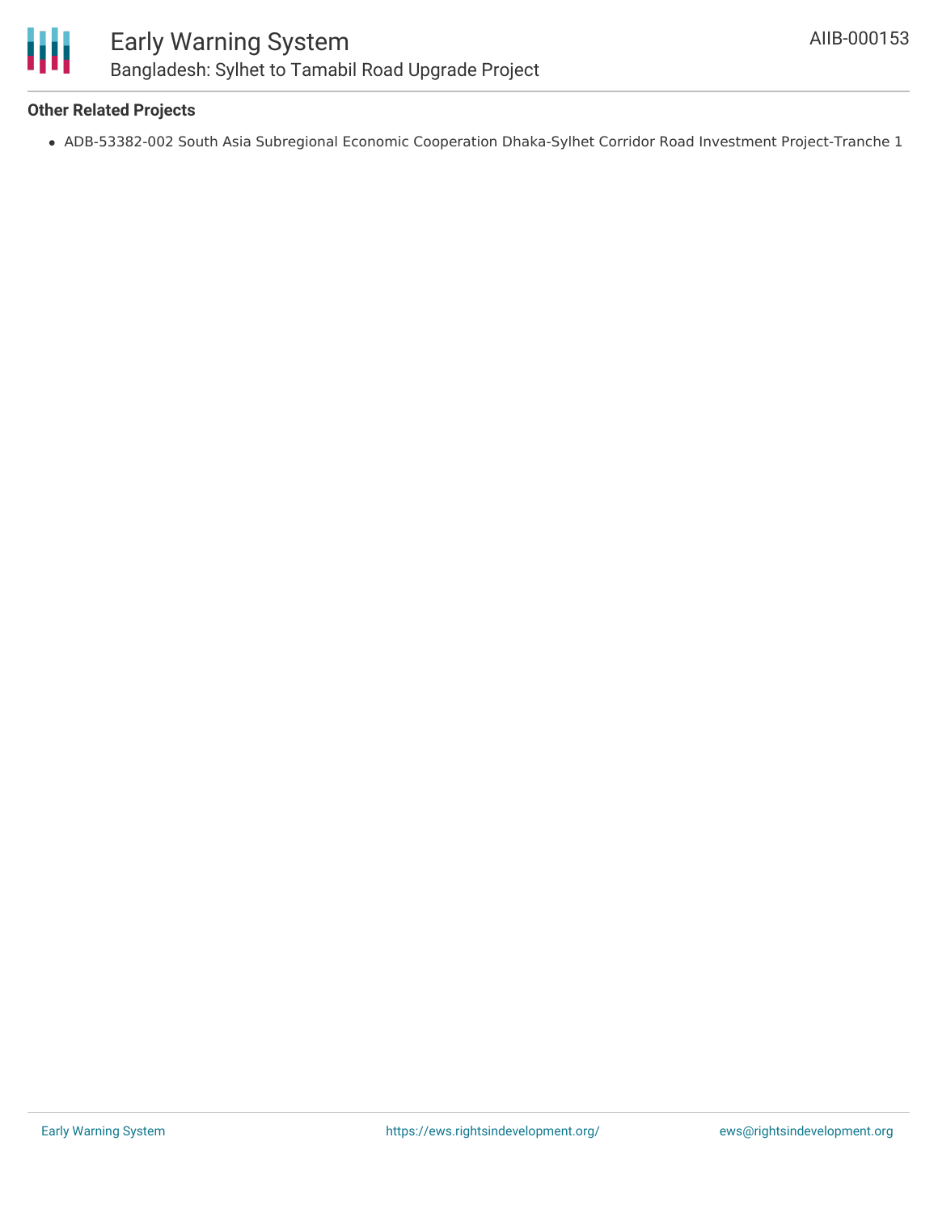### Other Related Projects

- ADB-53382-002 South Asia Subregional Economic Cooperation Dhaka-Sylhet Corridor Road Investment Project-Tranche 1